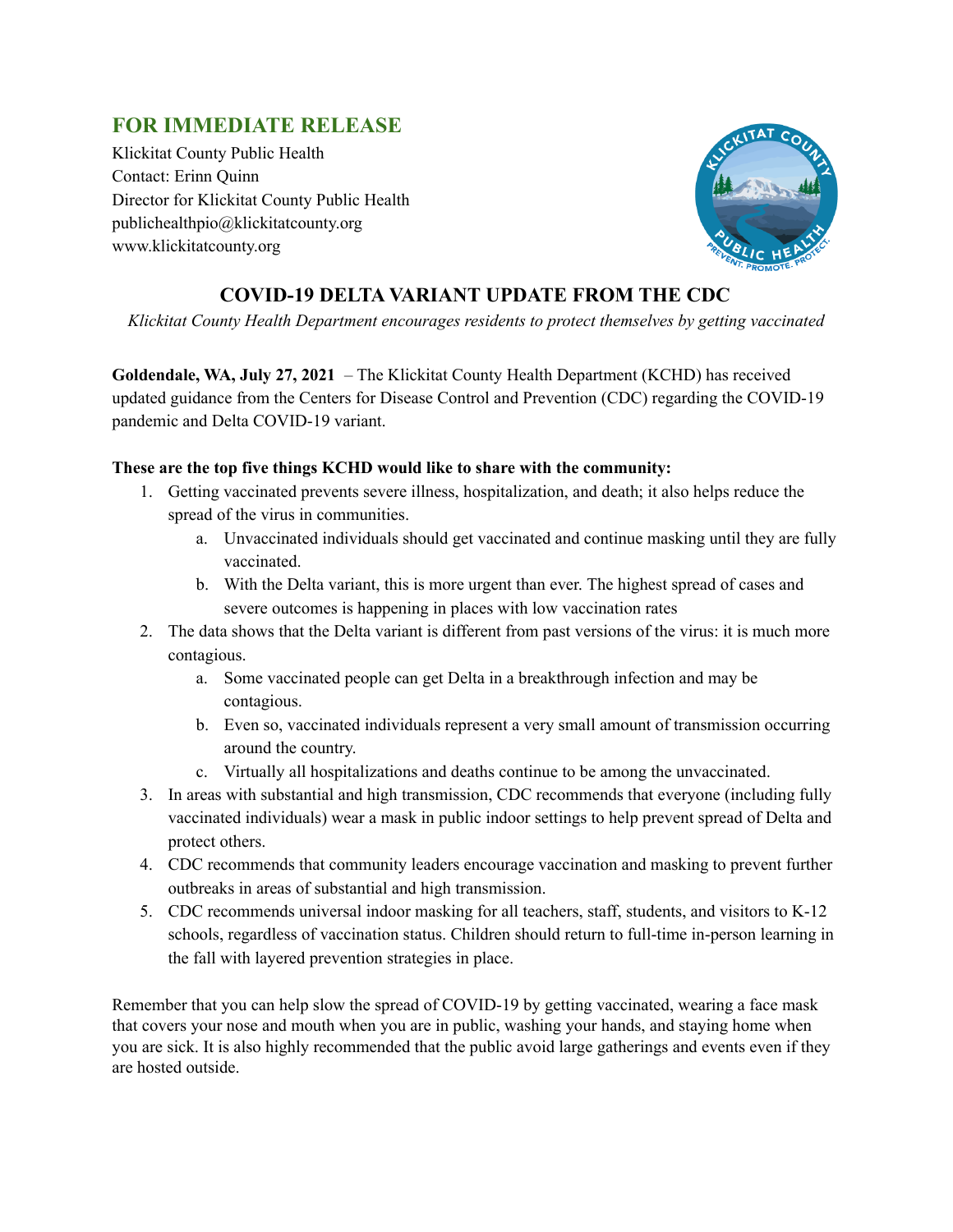## FOR IMMEDIATE RELEASE

Klickitat County Public Health
Contact: Erinn Quinn
Director for Klickitat County Public Health
publichealthpio@klickitatcounty.org
www.klickitatcounty.org

# COVID-19 DELTA VARIANT UPDATE FROM THE CDC

*Klickitat County Health Department encourages residents to protect themselves by getting vaccinated*

**Goldendale, WA, July 27, 2021** – The Klickitat County Health Department (KCHD) has received updated guidance from the Centers for Disease Control and Prevention (CDC) regarding the COVID-19 pandemic and Delta COVID-19 variant.

**These are the top five things KCHD would like to share with the community:**

1. Getting vaccinated prevents severe illness, hospitalization, and death; it also helps reduce the spread of the virus in communities.
   a. Unvaccinated individuals should get vaccinated and continue masking until they are fully vaccinated.
   b. With the Delta variant, this is more urgent than ever. The highest spread of cases and severe outcomes is happening in places with low vaccination rates
2. The data shows that the Delta variant is different from past versions of the virus: it is much more contagious.
   a. Some vaccinated people can get Delta in a breakthrough infection and may be contagious.
   b. Even so, vaccinated individuals represent a very small amount of transmission occurring around the country.
   c. Virtually all hospitalizations and deaths continue to be among the unvaccinated.
3. In areas with substantial and high transmission, CDC recommends that everyone (including fully vaccinated individuals) wear a mask in public indoor settings to help prevent spread of Delta and protect others.
4. CDC recommends that community leaders encourage vaccination and masking to prevent further outbreaks in areas of substantial and high transmission.
5. CDC recommends universal indoor masking for all teachers, staff, students, and visitors to K-12 schools, regardless of vaccination status. Children should return to full-time in-person learning in the fall with layered prevention strategies in place.

Remember that you can help slow the spread of COVID-19 by getting vaccinated, wearing a face mask that covers your nose and mouth when you are in public, washing your hands, and staying home when you are sick. It is also highly recommended that the public avoid large gatherings and events even if they are hosted outside.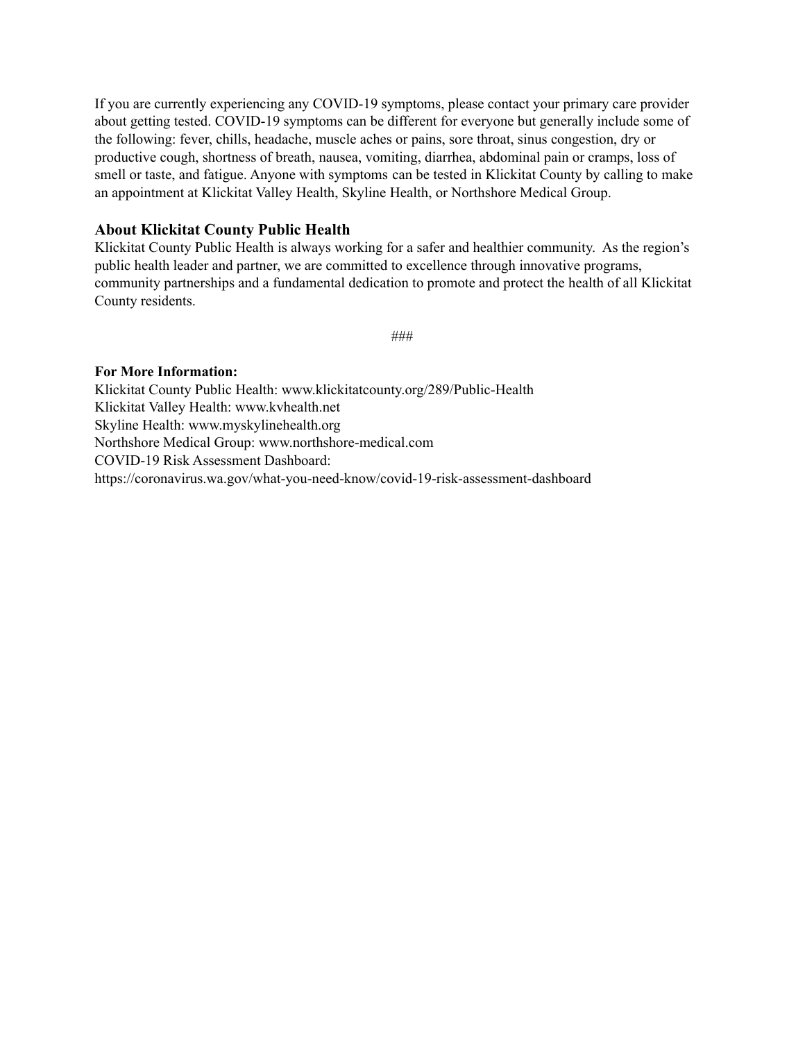If you are currently experiencing any COVID-19 symptoms, please contact your primary care provider about getting tested. COVID-19 symptoms can be different for everyone but generally include some of the following: fever, chills, headache, muscle aches or pains, sore throat, sinus congestion, dry or productive cough, shortness of breath, nausea, vomiting, diarrhea, abdominal pain or cramps, loss of smell or taste, and fatigue. Anyone with symptoms can be tested in Klickitat County by calling to make an appointment at Klickitat Valley Health, Skyline Health, or Northshore Medical Group.

## About Klickitat County Public Health

Klickitat County Public Health is always working for a safer and healthier community. As the region's public health leader and partner, we are committed to excellence through innovative programs, community partnerships and a fundamental dedication to promote and protect the health of all Klickitat County residents.

###

**For More Information:**

Klickitat County Public Health: www.klickitatcounty.org/289/Public-Health
Klickitat Valley Health: www.kvhealth.net
Skyline Health: www.myskylinehealth.org
Northshore Medical Group: www.northshore-medical.com
COVID-19 Risk Assessment Dashboard:
https://coronavirus.wa.gov/what-you-need-know/covid-19-risk-assessment-dashboard